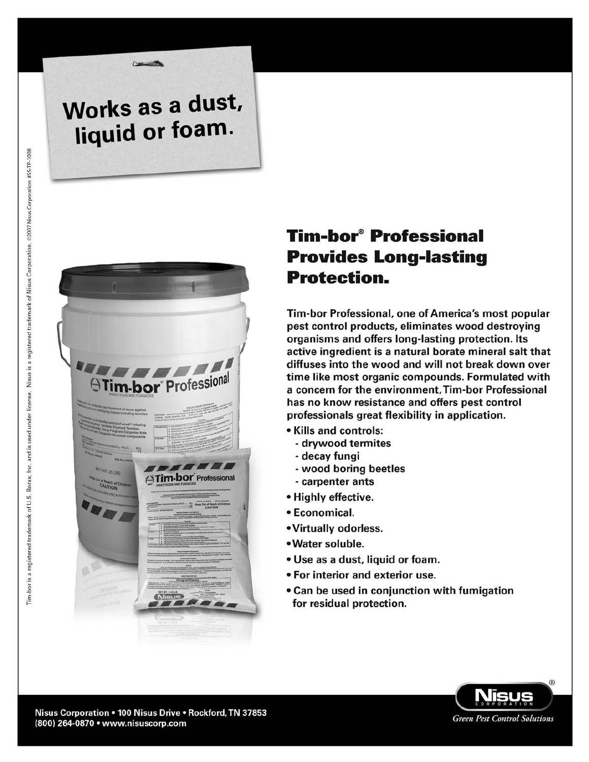Works as a dust, liquid or foam.

Tim-bor is a registered trademark of U.S. Borax, Inc. and is used under license. Nisus is a registered trademark of Nisus Corporation. ©2007 Nisus Corporation #SSTP-1008

# Tim-bor® Professional Provides Long-lasting Protection.

**Tim-bor Professional, one of America's most popular pest control products, eliminates wood destroying organisms and offers long-lasting protection. Its active ingredient is a natural borate mineral salt that diffuses into the wood and will not break down over time like most organic compounds. Formulated with a concern for the environment, Tim-bor Professional has no know resistance and offers pest control professionals great flexibility in application.**

- **Kills and controls:**
  - drywood termites
  - decay fungi
  - wood boring beetles
  - carpenter ants
- **Highly effective.**
- **Economical.**
- **Virtually odorless.**
- **Water soluble.**
- **Use as a dust, liquid or foam.**
- **For interior and exterior use.**
- **Can be used in conjunction with fumigation for residual protection.**

**Nisus Corporation • 100 Nisus Drive • Rockford, TN 37853**
**(800) 264-0870 • www.nisuscorp.com**

Nisus® Corporation
*Green Pest Control Solutions*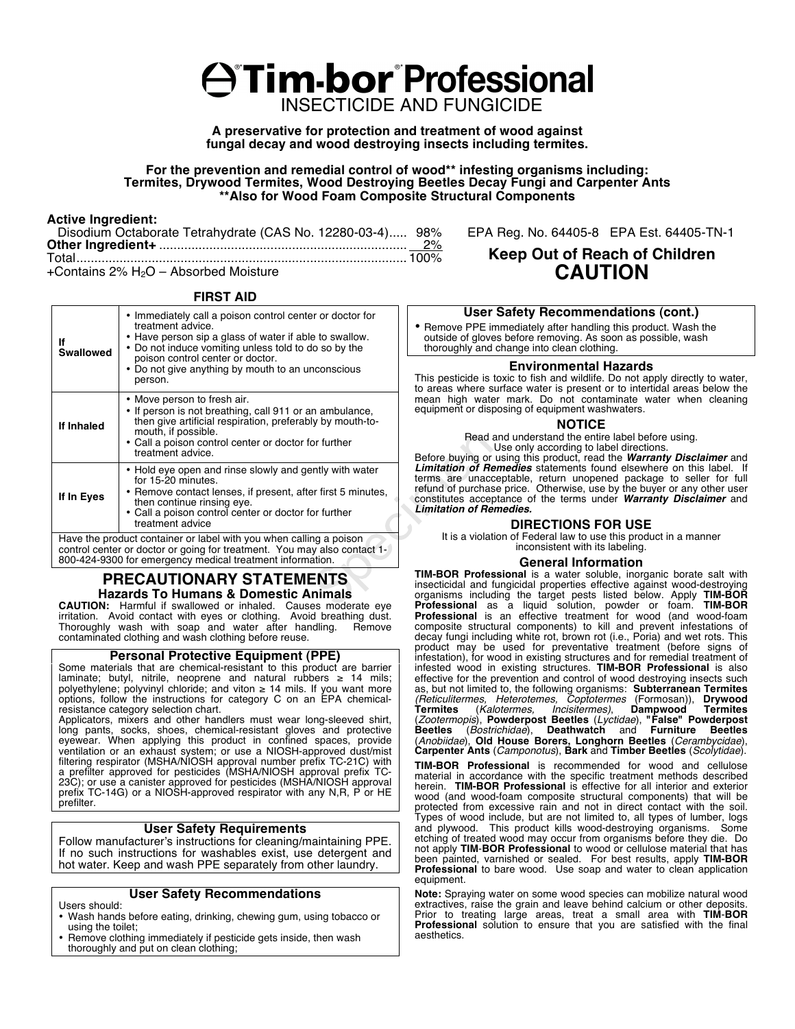# Tim-bor® Professional

## INSECTICIDE AND FUNGICIDE

**A preservative for protection and treatment of wood against fungal decay and wood destroying insects including termites.**

**For the prevention and remedial control of wood** infesting organisms including: Termites, Drywood Termites, Wood Destroying Beetles Decay Fungi and Carpenter Ants**
****Also for Wood Foam Composite Structural Components**

**Active Ingredient:**

| | |
|---|---|
| Disodium Octaborate Tetrahydrate (CAS No. 12280-03-4) | 98% |
| **Other Ingredient+** | 2% |
| Total | 100% |

+Contains 2% $H_2O$ – Absorbed Moisture

EPA Reg. No. 64405-8 EPA Est. 64405-TN-1

**Keep Out of Reach of Children**
**CAUTION**

### FIRST AID

| | |
|---|---|
| **If Swallowed** | • Immediately call a poison control center or doctor for treatment advice.<br>• Have person sip a glass of water if able to swallow.<br>• Do not induce vomiting unless told to do so by the poison control center or doctor.<br>• Do not give anything by mouth to an unconscious person. |
| **If Inhaled** | • Move person to fresh air.<br>• If person is not breathing, call 911 or an ambulance, then give artificial respiration, preferably by mouth-to-mouth, if possible.<br>• Call a poison control center or doctor for further treatment advice. |
| **If In Eyes** | • Hold eye open and rinse slowly and gently with water for 15-20 minutes.<br>• Remove contact lenses, if present, after first 5 minutes, then continue rinsing eye.<br>• Call a poison control center or doctor for further treatment advice |

Have the product container or label with you when calling a poison control center or doctor or going for treatment. You may also contact 1-800-424-9300 for emergency medical treatment information.

## PRECAUTIONARY STATEMENTS

### Hazards To Humans & Domestic Animals

**CAUTION:** Harmful if swallowed or inhaled. Causes moderate eye irritation. Avoid contact with eyes or clothing. Avoid breathing dust. Thoroughly wash with soap and water after handling. Remove contaminated clothing and wash clothing before reuse.

### Personal Protective Equipment (PPE)

Some materials that are chemical-resistant to this product are barrier laminate; butyl, nitrile, neoprene and natural rubbers ≥ 14 mils; polyethylene; polyvinyl chloride; and viton ≥ 14 mils. If you want more options, follow the instructions for category C on an EPA chemical-resistance category selection chart.

Applicators, mixers and other handlers must wear long-sleeved shirt, long pants, socks, shoes, chemical-resistant gloves and protective eyewear. When applying this product in confined spaces, provide ventilation or an exhaust system; or use a NIOSH-approved dust/mist filtering respirator (MSHA/NIOSH approval number prefix TC-21C) with a prefilter approved for pesticides (MSHA/NIOSH approval prefix TC-23C); or use a canister approved for pesticides (MSHA/NIOSH approval prefix TC-14G) or a NIOSH-approved respirator with any N,R, P or HE prefilter.

### User Safety Requirements

Follow manufacturer's instructions for cleaning/maintaining PPE. If no such instructions for washables exist, use detergent and hot water. Keep and wash PPE separately from other laundry.

### User Safety Recommendations

Users should:

- Wash hands before eating, drinking, chewing gum, using tobacco or using the toilet;
- Remove clothing immediately if pesticide gets inside, then wash thoroughly and put on clean clothing;

### User Safety Recommendations (cont.)

- Remove PPE immediately after handling this product. Wash the outside of gloves before removing. As soon as possible, wash thoroughly and change into clean clothing.

### Environmental Hazards

This pesticide is toxic to fish and wildlife. Do not apply directly to water, to areas where surface water is present or to intertidal areas below the mean high water mark. Do not contaminate water when cleaning equipment or disposing of equipment washwaters.

### NOTICE

Read and understand the entire label before using.
Use only according to label directions.

Before buying or using this product, read the ***Warranty Disclaimer*** and ***Limitation of Remedies*** statements found elsewhere on this label. If terms are unacceptable, return unopened package to seller for full refund of purchase price. Otherwise, use by the buyer or any other user constitutes acceptance of the terms under ***Warranty Disclaimer*** and ***Limitation of Remedies.***

### DIRECTIONS FOR USE

It is a violation of Federal law to use this product in a manner inconsistent with its labeling.

### General Information

**TIM-BOR Professional** is a water soluble, inorganic borate salt with insecticidal and fungicidal properties effective against wood-destroying organisms including the target pests listed below. Apply **TIM-BOR Professional** as a liquid solution, powder or foam. **TIM-BOR Professional** is an effective treatment for wood (and wood-foam composite structural components) to kill and prevent infestations of decay fungi including white rot, brown rot (i.e., Poria) and wet rots. This product may be used for preventative treatment (before signs of infestation), for wood in existing structures and for remedial treatment of infested wood in existing structures. **TIM-BOR Professional** is also effective for the prevention and control of wood destroying insects such as, but not limited to, the following organisms: **Subterranean Termites** *(Reticulitermes, Heterotemes, Coptotermes* (Formosan)), **Drywood Termites** (*Kalotermes, Incisitermes*), **Dampwood Termites** (*Zootermopis*), **Powderpost Beetles** (*Lyctidae*), **"False" Powderpost Beetles** (*Bostrichidae*), **Deathwatch** and **Furniture Beetles** (*Anobiidae*), **Old House Borers, Longhorn Beetles** (*Cerambycidae*), **Carpenter Ants** (*Camponotus*), **Bark** and **Timber Beetles** (*Scolytidae*).

**TIM-BOR Professional** is recommended for wood and cellulose material in accordance with the specific treatment methods described herein. **TIM-BOR Professional** is effective for all interior and exterior wood (and wood-foam composite structural components) that will be protected from excessive rain and not in direct contact with the soil. Types of wood include, but are not limited to, all types of lumber, logs and plywood. This product kills wood-destroying organisms. Some etching of treated wood may occur from organisms before they die. Do not apply **TIM-BOR Professional** to wood or cellulose material that has been painted, varnished or sealed. For best results, apply **TIM-BOR Professional** to bare wood. Use soap and water to clean application equipment.

**Note:** Spraying water on some wood species can mobilize natural wood extractives, raise the grain and leave behind calcium or other deposits. Prior to treating large areas, treat a small area with **TIM-BOR Professional** solution to ensure that you are satisfied with the final aesthetics.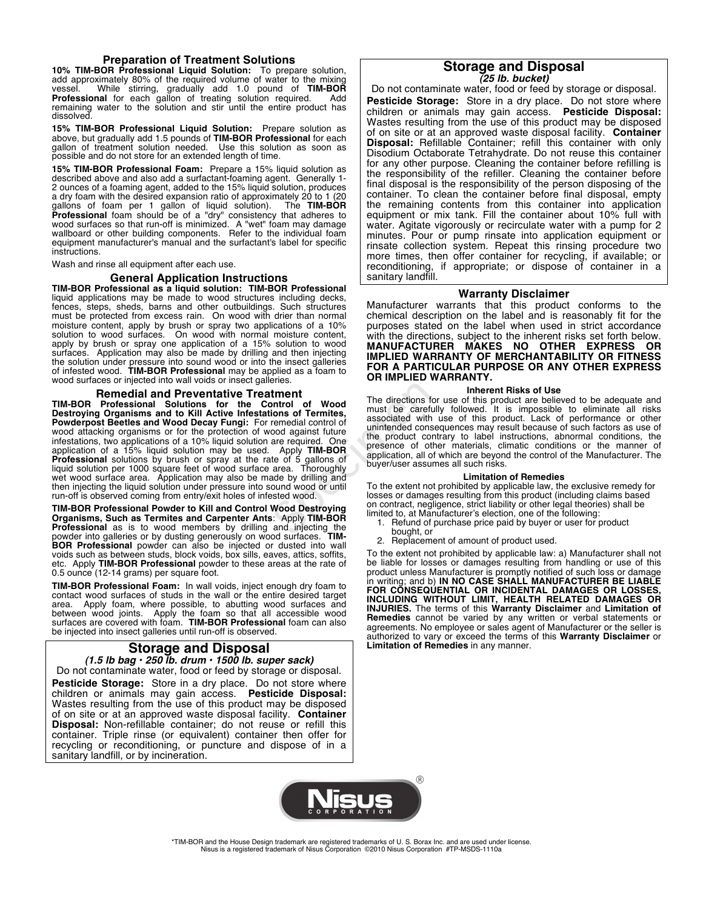## Preparation of Treatment Solutions

**10% TIM-BOR Professional Liquid Solution:** To prepare solution, add approximately 80% of the required volume of water to the mixing vessel. While stirring, gradually add 1.0 pound of **TIM-BOR Professional** for each gallon of treating solution required. Add remaining water to the solution and stir until the entire product has dissolved.

**15% TIM-BOR Professional Liquid Solution:** Prepare solution as above, but gradually add 1.5 pounds of **TIM-BOR Professional** for each gallon of treatment solution needed. Use this solution as soon as possible and do not store for an extended length of time.

**15% TIM-BOR Professional Foam:** Prepare a 15% liquid solution as described above and also add a surfactant-foaming agent. Generally 1-2 ounces of a foaming agent, added to the 15% liquid solution, produces a dry foam with the desired expansion ratio of approximately 20 to 1 (20 gallons of foam per 1 gallon of liquid solution). The **TIM-BOR Professional** foam should be of a "dry" consistency that adheres to wood surfaces so that run-off is minimized. A "wet" foam may damage wallboard or other building components. Refer to the individual foam equipment manufacturer's manual and the surfactant's label for specific instructions.

Wash and rinse all equipment after each use.

## General Application Instructions

**TIM-BOR Professional as a liquid solution: TIM-BOR Professional** liquid applications may be made to wood structures including decks, fences, steps, sheds, barns and other outbuildings. Such structures must be protected from excess rain. On wood with drier than normal moisture content, apply by brush or spray two applications of a 10% solution to wood surfaces. On wood with normal moisture content, apply by brush or spray one application of a 15% solution to wood surfaces. Application may also be made by drilling and then injecting the solution under pressure into sound wood or into the insect galleries of infested wood. **TIM-BOR Professional** may be applied as a foam to wood surfaces or injected into wall voids or insect galleries.

## Remedial and Preventative Treatment

**TIM-BOR Professional Solutions for the Control of Wood Destroying Organisms and to Kill Active Infestations of Termites, Powderpost Beetles and Wood Decay Fungi:** For remedial control of wood attacking organisms or for the protection of wood against future infestations, two applications of a 10% liquid solution are required. One application of a 15% liquid solution may be used. Apply **TIM-BOR Professional** solutions by brush or spray at the rate of 5 gallons of liquid solution per 1000 square feet of wood surface area. Thoroughly wet wood surface area. Application may also be made by drilling and then injecting the liquid solution under pressure into sound wood or until run-off is observed coming from entry/exit holes of infested wood.

**TIM-BOR Professional Powder to Kill and Control Wood Destroying Organisms, Such as Termites and Carpenter Ants**: Apply **TIM-BOR Professional** as is to wood members by drilling and injecting the powder into galleries or by dusting generously on wood surfaces. **TIM-BOR Professional** powder can also be injected or dusted into wall voids such as between studs, block voids, box sills, eaves, attics, soffits, etc. Apply **TIM-BOR Professional** powder to these areas at the rate of 0.5 ounce (12-14 grams) per square foot.

**TIM-BOR Professional Foam:** In wall voids, inject enough dry foam to contact wood surfaces of studs in the wall or the entire desired target area. Apply foam, where possible, to abutting wood surfaces and between wood joints. Apply the foam so that all accessible wood surfaces are covered with foam. **TIM-BOR Professional** foam can also be injected into insect galleries until run-off is observed.

## Storage and Disposal

***(1.5 lb bag • 250 lb. drum • 1500 lb. super sack)***

Do not contaminate water, food or feed by storage or disposal.

**Pesticide Storage:** Store in a dry place. Do not store where children or animals may gain access. **Pesticide Disposal:** Wastes resulting from the use of this product may be disposed of on site or at an approved waste disposal facility. **Container Disposal:** Non-refillable container; do not reuse or refill this container. Triple rinse (or equivalent) container then offer for recycling or reconditioning, or puncture and dispose of in a sanitary landfill, or by incineration.

## Storage and Disposal

***(25 lb. bucket)***

Do not contaminate water, food or feed by storage or disposal.

**Pesticide Storage:** Store in a dry place. Do not store where children or animals may gain access. **Pesticide Disposal:** Wastes resulting from the use of this product may be disposed of on site or at an approved waste disposal facility. **Container Disposal:** Refillable Container; refill this container with only Disodium Octaborate Tetrahydrate. Do not reuse this container for any other purpose. Cleaning the container before refilling is the responsibility of the refiller. Cleaning the container before final disposal is the responsibility of the person disposing of the container. To clean the container before final disposal, empty the remaining contents from this container into application equipment or mix tank. Fill the container about 10% full with water. Agitate vigorously or recirculate water with a pump for 2 minutes. Pour or pump rinsate into application equipment or rinsate collection system. Repeat this rinsing procedure two more times, then offer container for recycling, if available; or reconditioning, if appropriate; or dispose of container in a sanitary landfill.

## Warranty Disclaimer

Manufacturer warrants that this product conforms to the chemical description on the label and is reasonably fit for the purposes stated on the label when used in strict accordance with the directions, subject to the inherent risks set forth below. **MANUFACTURER MAKES NO OTHER EXPRESS OR IMPLIED WARRANTY OF MERCHANTABILITY OR FITNESS FOR A PARTICULAR PURPOSE OR ANY OTHER EXPRESS OR IMPLIED WARRANTY.**

### Inherent Risks of Use

The directions for use of this product are believed to be adequate and must be carefully followed. It is impossible to eliminate all risks associated with use of this product. Lack of performance or other unintended consequences may result because of such factors as use of the product contrary to label instructions, abnormal conditions, the presence of other materials, climatic conditions or the manner of application, all of which are beyond the control of the Manufacturer. The buyer/user assumes all such risks.

### Limitation of Remedies

To the extent not prohibited by applicable law, the exclusive remedy for losses or damages resulting from this product (including claims based on contract, negligence, strict liability or other legal theories) shall be limited to, at Manufacturer's election, one of the following:

1. Refund of purchase price paid by buyer or user for product bought, or
2. Replacement of amount of product used.

To the extent not prohibited by applicable law: a) Manufacturer shall not be liable for losses or damages resulting from handling or use of this product unless Manufacturer is promptly notified of such loss or damage in writing; and b) **IN NO CASE SHALL MANUFACTURER BE LIABLE FOR CONSEQUENTIAL OR INCIDENTAL DAMAGES OR LOSSES, INCLUDING WITHOUT LIMIT, HEALTH RELATED DAMAGES OR INJURIES.** The terms of this **Warranty Disclaimer** and **Limitation of Remedies** cannot be varied by any written or verbal statements or agreements. No employee or sales agent of Manufacturer or the seller is authorized to vary or exceed the terms of this **Warranty Disclaimer** or **Limitation of Remedies** in any manner.

Nisus® CORPORATION

*TIM-BOR and the House Design trademark are registered trademarks of U. S. Borax Inc. and are used under license.
Nisus is a registered trademark of Nisus Corporation ©2010 Nisus Corporation #TP-MSDS-1110a